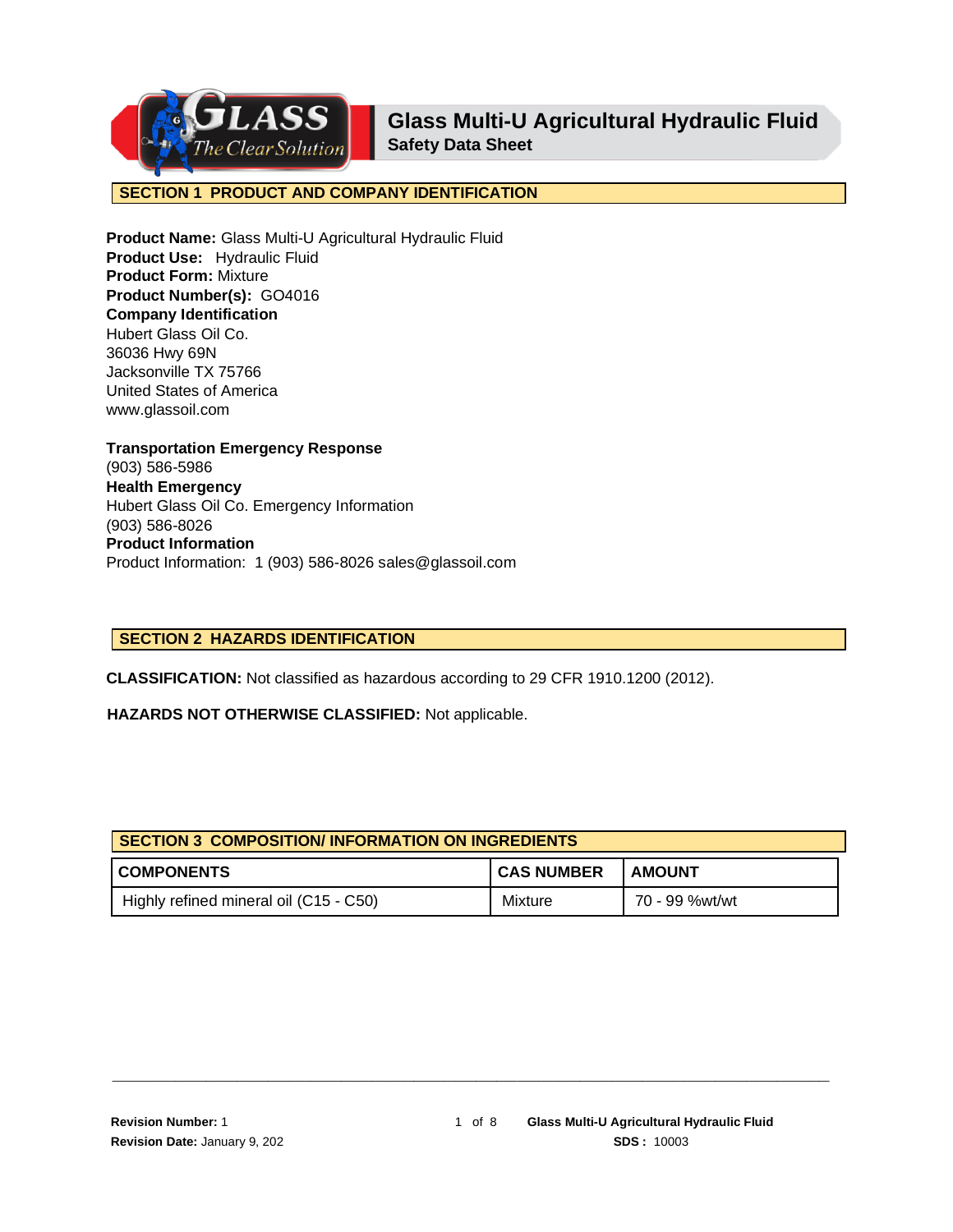# Glass Multi-U Agricultural Hydraulic Fluid

**Safety Data Sheet**

## SECTION 1 PRODUCT AND COMPANY IDENTIFICATION

**Product Name:** Glass Multi-U Agricultural Hydraulic Fluid
**Product Use:** Hydraulic Fluid
**Product Form:** Mixture
**Product Number(s):** GO4016
**Company Identification**
Hubert Glass Oil Co.
36036 Hwy 69N
Jacksonville TX 75766
United States of America
www.glassoil.com

**Transportation Emergency Response**
(903) 586-5986
**Health Emergency**
Hubert Glass Oil Co. Emergency Information
(903) 586-8026
**Product Information**
Product Information: 1 (903) 586-8026 sales@glassoil.com

## SECTION 2 HAZARDS IDENTIFICATION

**CLASSIFICATION:** Not classified as hazardous according to 29 CFR 1910.1200 (2012).

**HAZARDS NOT OTHERWISE CLASSIFIED:** Not applicable.

## SECTION 3 COMPOSITION/ INFORMATION ON INGREDIENTS

| COMPONENTS | CAS NUMBER | AMOUNT |
|---|---|---|
| Highly refined mineral oil (C15 - C50) | Mixture | 70 - 99 %wt/wt |

**Revision Number:** 1
**Revision Date:** January 9, 202
**SDS :** 10003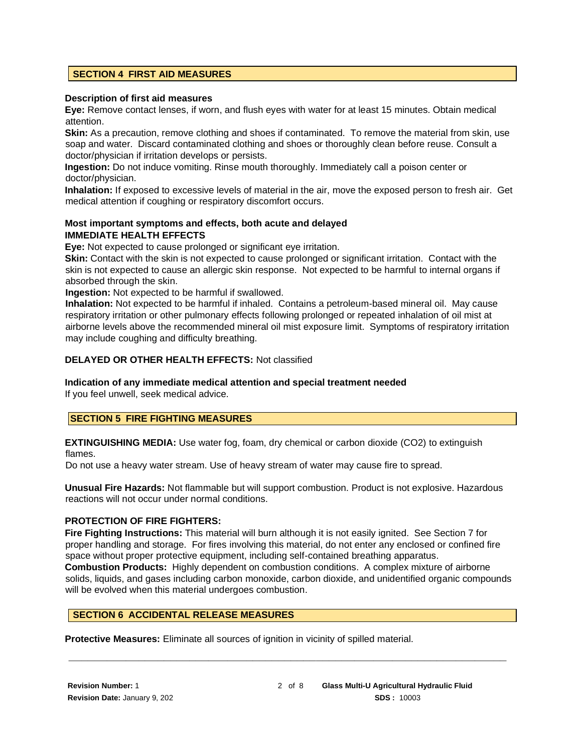## SECTION 4 FIRST AID MEASURES

**Description of first aid measures**

**Eye:** Remove contact lenses, if worn, and flush eyes with water for at least 15 minutes. Obtain medical attention.

**Skin:** As a precaution, remove clothing and shoes if contaminated. To remove the material from skin, use soap and water. Discard contaminated clothing and shoes or thoroughly clean before reuse. Consult a doctor/physician if irritation develops or persists.

**Ingestion:** Do not induce vomiting. Rinse mouth thoroughly. Immediately call a poison center or doctor/physician.

**Inhalation:** If exposed to excessive levels of material in the air, move the exposed person to fresh air. Get medical attention if coughing or respiratory discomfort occurs.

**Most important symptoms and effects, both acute and delayed**

**IMMEDIATE HEALTH EFFECTS**

**Eye:** Not expected to cause prolonged or significant eye irritation.

**Skin:** Contact with the skin is not expected to cause prolonged or significant irritation. Contact with the skin is not expected to cause an allergic skin response. Not expected to be harmful to internal organs if absorbed through the skin.

**Ingestion:** Not expected to be harmful if swallowed.

**Inhalation:** Not expected to be harmful if inhaled. Contains a petroleum-based mineral oil. May cause respiratory irritation or other pulmonary effects following prolonged or repeated inhalation of oil mist at airborne levels above the recommended mineral oil mist exposure limit. Symptoms of respiratory irritation may include coughing and difficulty breathing.

**DELAYED OR OTHER HEALTH EFFECTS:** Not classified

**Indication of any immediate medical attention and special treatment needed**

If you feel unwell, seek medical advice.

## SECTION 5 FIRE FIGHTING MEASURES

**EXTINGUISHING MEDIA:** Use water fog, foam, dry chemical or carbon dioxide ($CO_2$) to extinguish flames.

Do not use a heavy water stream. Use of heavy stream of water may cause fire to spread.

**Unusual Fire Hazards:** Not flammable but will support combustion. Product is not explosive. Hazardous reactions will not occur under normal conditions.

**PROTECTION OF FIRE FIGHTERS:**

**Fire Fighting Instructions:** This material will burn although it is not easily ignited. See Section 7 for proper handling and storage. For fires involving this material, do not enter any enclosed or confined fire space without proper protective equipment, including self-contained breathing apparatus.

**Combustion Products:** Highly dependent on combustion conditions. A complex mixture of airborne solids, liquids, and gases including carbon monoxide, carbon dioxide, and unidentified organic compounds will be evolved when this material undergoes combustion.

## SECTION 6 ACCIDENTAL RELEASE MEASURES

**Protective Measures:** Eliminate all sources of ignition in vicinity of spilled material.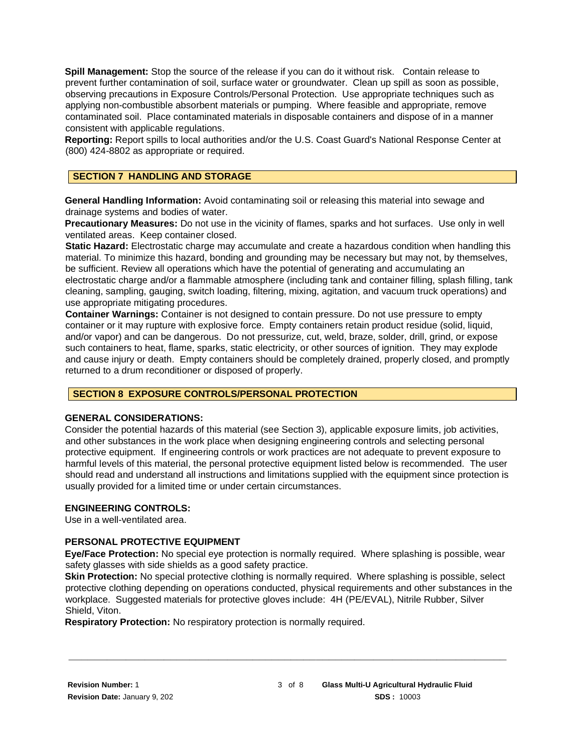**Spill Management:** Stop the source of the release if you can do it without risk. Contain release to prevent further contamination of soil, surface water or groundwater. Clean up spill as soon as possible, observing precautions in Exposure Controls/Personal Protection. Use appropriate techniques such as applying non-combustible absorbent materials or pumping. Where feasible and appropriate, remove contaminated soil. Place contaminated materials in disposable containers and dispose of in a manner consistent with applicable regulations.

**Reporting:** Report spills to local authorities and/or the U.S. Coast Guard's National Response Center at (800) 424-8802 as appropriate or required.

## SECTION 7 HANDLING AND STORAGE

**General Handling Information:** Avoid contaminating soil or releasing this material into sewage and drainage systems and bodies of water.

**Precautionary Measures:** Do not use in the vicinity of flames, sparks and hot surfaces. Use only in well ventilated areas. Keep container closed.

**Static Hazard:** Electrostatic charge may accumulate and create a hazardous condition when handling this material. To minimize this hazard, bonding and grounding may be necessary but may not, by themselves, be sufficient. Review all operations which have the potential of generating and accumulating an electrostatic charge and/or a flammable atmosphere (including tank and container filling, splash filling, tank cleaning, sampling, gauging, switch loading, filtering, mixing, agitation, and vacuum truck operations) and use appropriate mitigating procedures.

**Container Warnings:** Container is not designed to contain pressure. Do not use pressure to empty container or it may rupture with explosive force. Empty containers retain product residue (solid, liquid, and/or vapor) and can be dangerous. Do not pressurize, cut, weld, braze, solder, drill, grind, or expose such containers to heat, flame, sparks, static electricity, or other sources of ignition. They may explode and cause injury or death. Empty containers should be completely drained, properly closed, and promptly returned to a drum reconditioner or disposed of properly.

## SECTION 8 EXPOSURE CONTROLS/PERSONAL PROTECTION

### GENERAL CONSIDERATIONS:

Consider the potential hazards of this material (see Section 3), applicable exposure limits, job activities, and other substances in the work place when designing engineering controls and selecting personal protective equipment. If engineering controls or work practices are not adequate to prevent exposure to harmful levels of this material, the personal protective equipment listed below is recommended. The user should read and understand all instructions and limitations supplied with the equipment since protection is usually provided for a limited time or under certain circumstances.

### ENGINEERING CONTROLS:

Use in a well-ventilated area.

### PERSONAL PROTECTIVE EQUIPMENT

**Eye/Face Protection:** No special eye protection is normally required. Where splashing is possible, wear safety glasses with side shields as a good safety practice.

**Skin Protection:** No special protective clothing is normally required. Where splashing is possible, select protective clothing depending on operations conducted, physical requirements and other substances in the workplace. Suggested materials for protective gloves include: 4H (PE/EVAL), Nitrile Rubber, Silver Shield, Viton.

**Respiratory Protection:** No respiratory protection is normally required.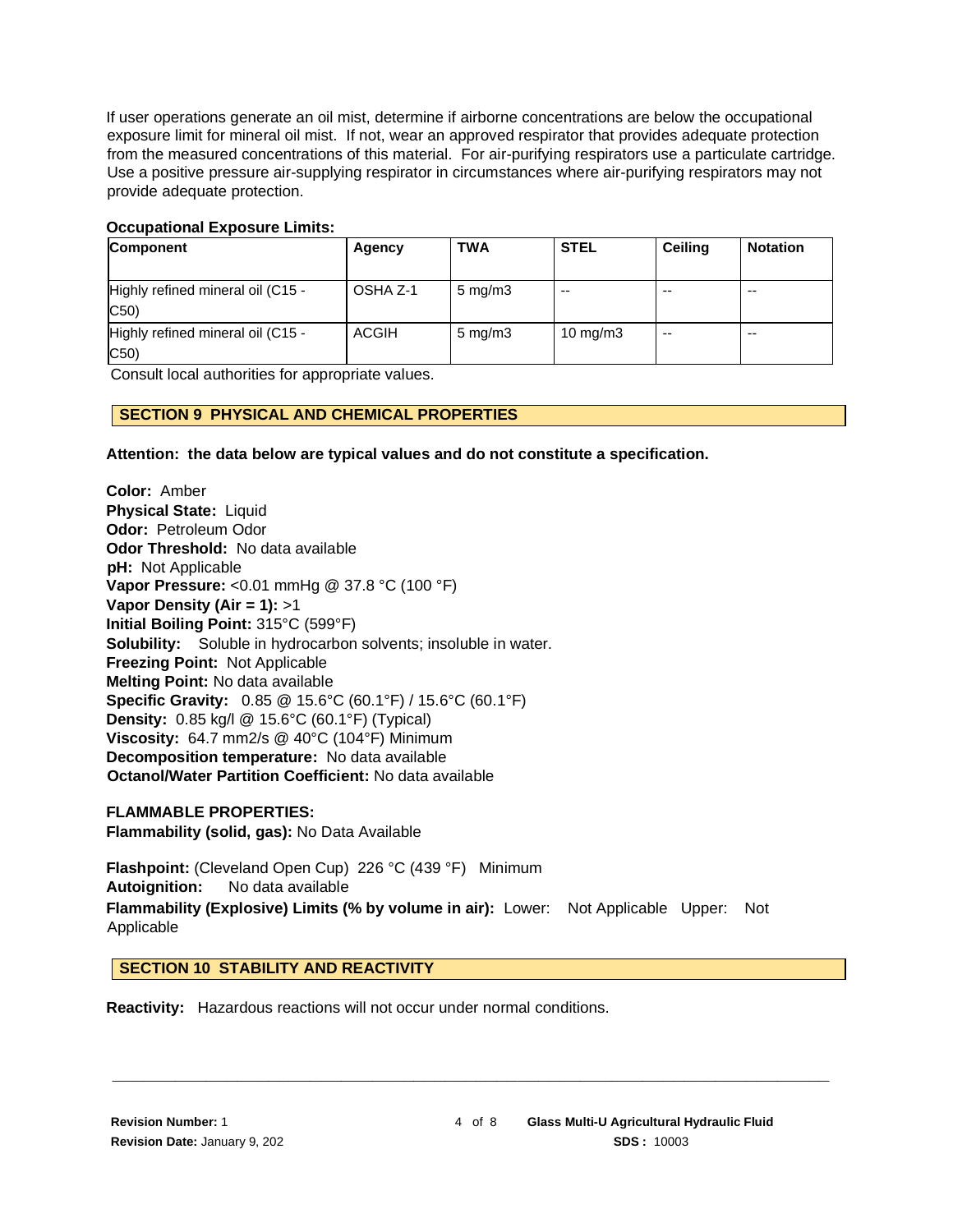If user operations generate an oil mist, determine if airborne concentrations are below the occupational exposure limit for mineral oil mist. If not, wear an approved respirator that provides adequate protection from the measured concentrations of this material. For air-purifying respirators use a particulate cartridge. Use a positive pressure air-supplying respirator in circumstances where air-purifying respirators may not provide adequate protection.

**Occupational Exposure Limits:**

| Component | Agency | TWA | STEL | Ceiling | Notation |
|---|---|---|---|---|---|
| Highly refined mineral oil (C15 - C50) | OSHA Z-1 | 5 mg/m3 | -- | -- | -- |
| Highly refined mineral oil (C15 - C50) | ACGIH | 5 mg/m3 | 10 mg/m3 | -- | -- |

Consult local authorities for appropriate values.

## SECTION 9 PHYSICAL AND CHEMICAL PROPERTIES

**Attention: the data below are typical values and do not constitute a specification.**

**Color:** Amber
**Physical State:** Liquid
**Odor:** Petroleum Odor
**Odor Threshold:** No data available
**pH:** Not Applicable
**Vapor Pressure:** <0.01 mmHg @ 37.8 °C (100 °F)
**Vapor Density (Air = 1):** >1
**Initial Boiling Point:** 315°C (599°F)
**Solubility:** Soluble in hydrocarbon solvents; insoluble in water.
**Freezing Point:** Not Applicable
**Melting Point:** No data available
**Specific Gravity:** 0.85 @ 15.6°C (60.1°F) / 15.6°C (60.1°F)
**Density:** 0.85 kg/l @ 15.6°C (60.1°F) (Typical)
**Viscosity:** 64.7 mm2/s @ 40°C (104°F) Minimum
**Decomposition temperature:** No data available
**Octanol/Water Partition Coefficient:** No data available

**FLAMMABLE PROPERTIES:**
**Flammability (solid, gas):** No Data Available

**Flashpoint:** (Cleveland Open Cup) 226 °C (439 °F) Minimum
**Autoignition:** No data available
**Flammability (Explosive) Limits (% by volume in air):** Lower: Not Applicable Upper: Not Applicable

## SECTION 10 STABILITY AND REACTIVITY

**Reactivity:** Hazardous reactions will not occur under normal conditions.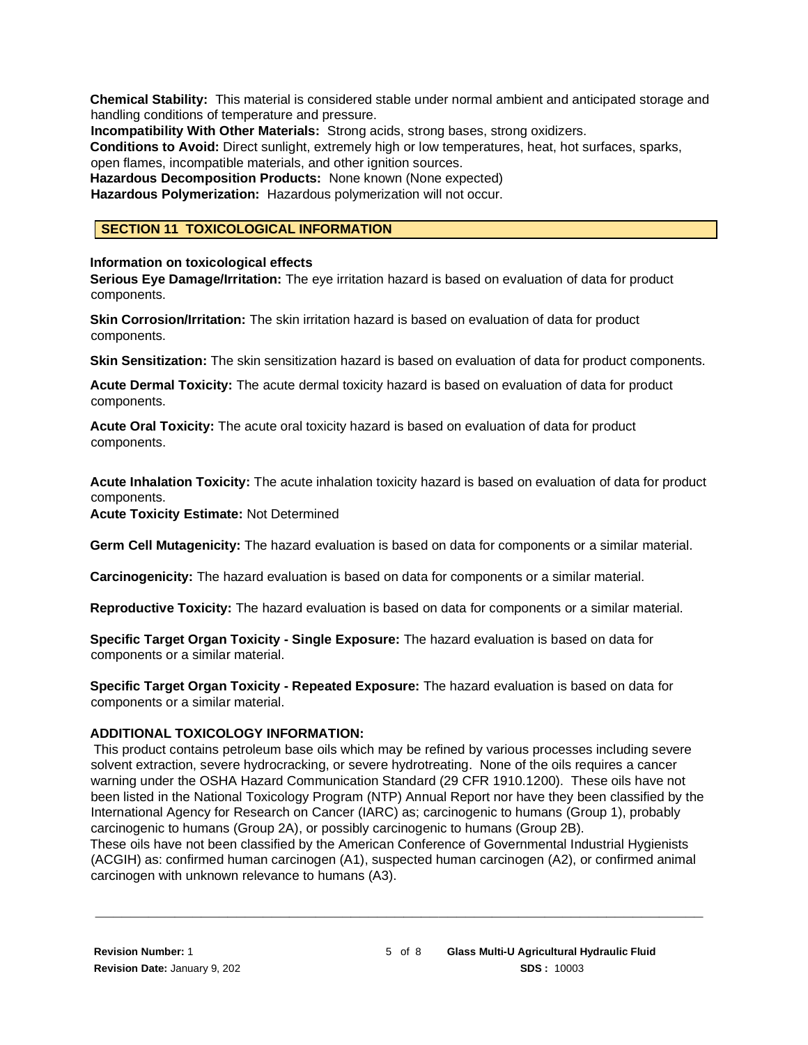**Chemical Stability:** This material is considered stable under normal ambient and anticipated storage and handling conditions of temperature and pressure.
**Incompatibility With Other Materials:** Strong acids, strong bases, strong oxidizers.
**Conditions to Avoid:** Direct sunlight, extremely high or low temperatures, heat, hot surfaces, sparks, open flames, incompatible materials, and other ignition sources.
**Hazardous Decomposition Products:** None known (None expected)
**Hazardous Polymerization:** Hazardous polymerization will not occur.

## SECTION 11 TOXICOLOGICAL INFORMATION

**Information on toxicological effects**
**Serious Eye Damage/Irritation:** The eye irritation hazard is based on evaluation of data for product components.

**Skin Corrosion/Irritation:** The skin irritation hazard is based on evaluation of data for product components.

**Skin Sensitization:** The skin sensitization hazard is based on evaluation of data for product components.

**Acute Dermal Toxicity:** The acute dermal toxicity hazard is based on evaluation of data for product components.

**Acute Oral Toxicity:** The acute oral toxicity hazard is based on evaluation of data for product components.

**Acute Inhalation Toxicity:** The acute inhalation toxicity hazard is based on evaluation of data for product components.
**Acute Toxicity Estimate:** Not Determined

**Germ Cell Mutagenicity:** The hazard evaluation is based on data for components or a similar material.

**Carcinogenicity:** The hazard evaluation is based on data for components or a similar material.

**Reproductive Toxicity:** The hazard evaluation is based on data for components or a similar material.

**Specific Target Organ Toxicity - Single Exposure:** The hazard evaluation is based on data for components or a similar material.

**Specific Target Organ Toxicity - Repeated Exposure:** The hazard evaluation is based on data for components or a similar material.

**ADDITIONAL TOXICOLOGY INFORMATION:**
This product contains petroleum base oils which may be refined by various processes including severe solvent extraction, severe hydrocracking, or severe hydrotreating. None of the oils requires a cancer warning under the OSHA Hazard Communication Standard (29 CFR 1910.1200). These oils have not been listed in the National Toxicology Program (NTP) Annual Report nor have they been classified by the International Agency for Research on Cancer (IARC) as; carcinogenic to humans (Group 1), probably carcinogenic to humans (Group 2A), or possibly carcinogenic to humans (Group 2B).
These oils have not been classified by the American Conference of Governmental Industrial Hygienists (ACGIH) as: confirmed human carcinogen (A1), suspected human carcinogen (A2), or confirmed animal carcinogen with unknown relevance to humans (A3).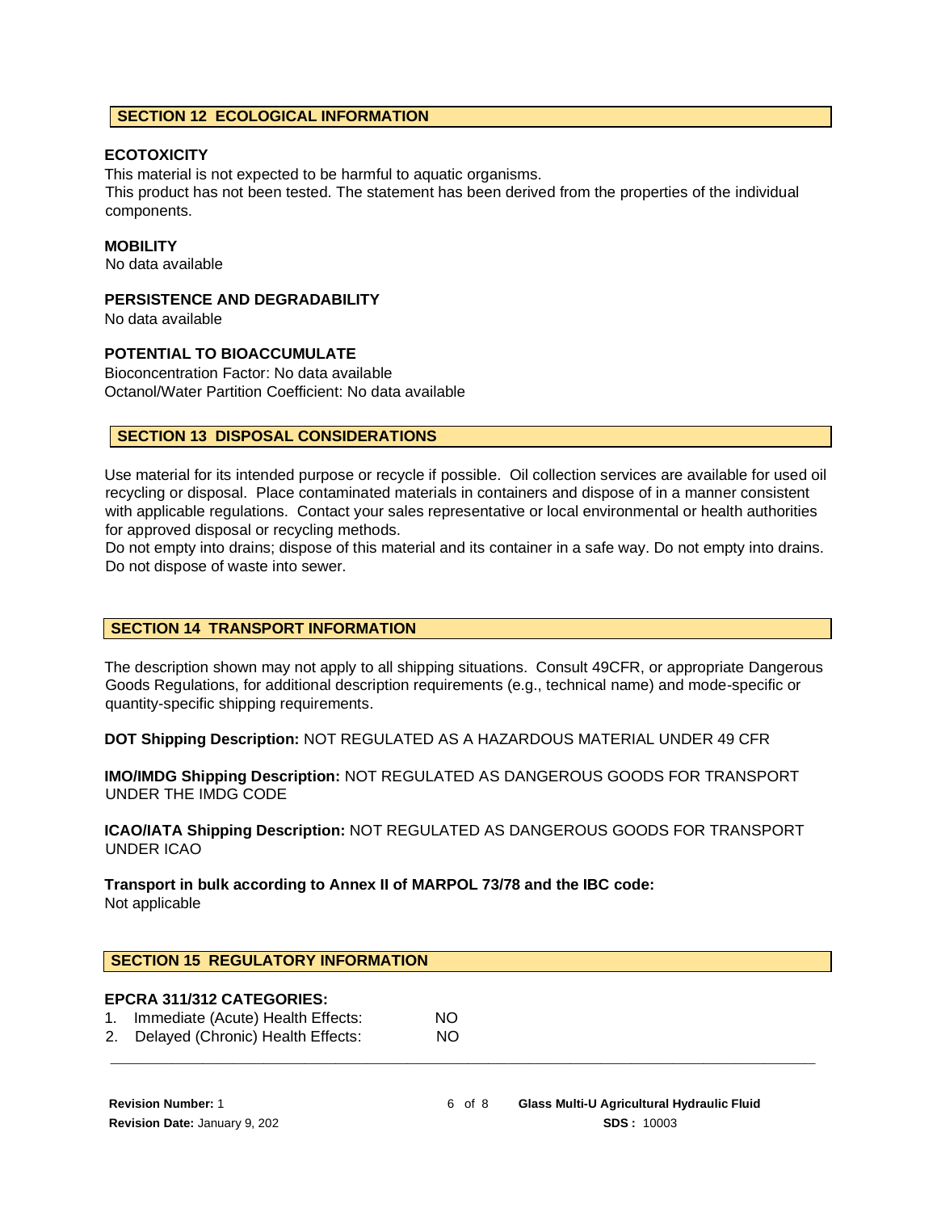## SECTION 12 ECOLOGICAL INFORMATION

### ECOTOXICITY

This material is not expected to be harmful to aquatic organisms.
This product has not been tested. The statement has been derived from the properties of the individual components.

### MOBILITY

No data available

### PERSISTENCE AND DEGRADABILITY

No data available

### POTENTIAL TO BIOACCUMULATE

Bioconcentration Factor: No data available
Octanol/Water Partition Coefficient: No data available

## SECTION 13 DISPOSAL CONSIDERATIONS

Use material for its intended purpose or recycle if possible. Oil collection services are available for used oil recycling or disposal. Place contaminated materials in containers and dispose of in a manner consistent with applicable regulations. Contact your sales representative or local environmental or health authorities for approved disposal or recycling methods.
Do not empty into drains; dispose of this material and its container in a safe way. Do not empty into drains. Do not dispose of waste into sewer.

## SECTION 14 TRANSPORT INFORMATION

The description shown may not apply to all shipping situations. Consult 49CFR, or appropriate Dangerous Goods Regulations, for additional description requirements (e.g., technical name) and mode-specific or quantity-specific shipping requirements.

**DOT Shipping Description:** NOT REGULATED AS A HAZARDOUS MATERIAL UNDER 49 CFR

**IMO/IMDG Shipping Description:** NOT REGULATED AS DANGEROUS GOODS FOR TRANSPORT UNDER THE IMDG CODE

**ICAO/IATA Shipping Description:** NOT REGULATED AS DANGEROUS GOODS FOR TRANSPORT UNDER ICAO

**Transport in bulk according to Annex II of MARPOL 73/78 and the IBC code:**
Not applicable

## SECTION 15 REGULATORY INFORMATION

### EPCRA 311/312 CATEGORIES:

1. Immediate (Acute) Health Effects: NO
2. Delayed (Chronic) Health Effects: NO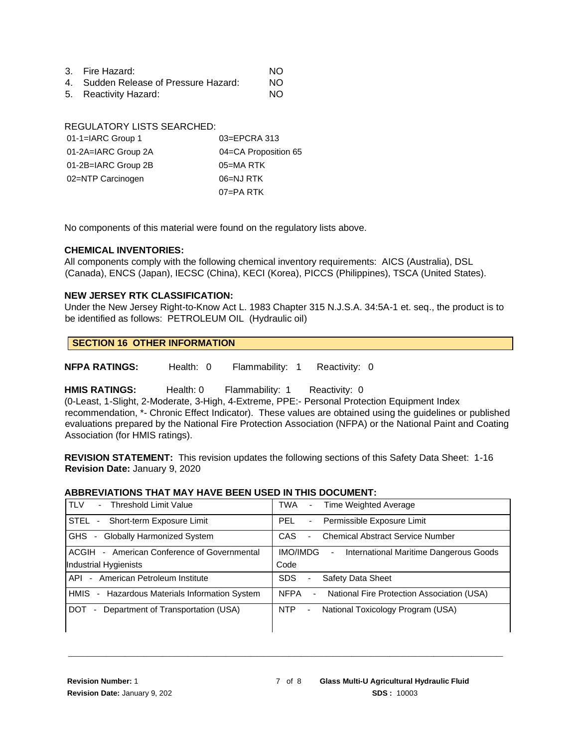3. Fire Hazard: NO
4. Sudden Release of Pressure Hazard: NO
5. Reactivity Hazard: NO

REGULATORY LISTS SEARCHED:

| | |
|---|---|
| 01-1=IARC Group 1 | 03=EPCRA 313 |
| 01-2A=IARC Group 2A | 04=CA Proposition 65 |
| 01-2B=IARC Group 2B | 05=MA RTK |
| 02=NTP Carcinogen | 06=NJ RTK |
| | 07=PA RTK |

No components of this material were found on the regulatory lists above.

**CHEMICAL INVENTORIES:**

All components comply with the following chemical inventory requirements: AICS (Australia), DSL (Canada), ENCS (Japan), IECSC (China), KECI (Korea), PICCS (Philippines), TSCA (United States).

**NEW JERSEY RTK CLASSIFICATION:**

Under the New Jersey Right-to-Know Act L. 1983 Chapter 315 N.J.S.A. 34:5A-1 et. seq., the product is to be identified as follows: PETROLEUM OIL (Hydraulic oil)

## SECTION 16 OTHER INFORMATION

**NFPA RATINGS:** Health: 0 Flammability: 1 Reactivity: 0

**HMIS RATINGS:** Health: 0 Flammability: 1 Reactivity: 0

(0-Least, 1-Slight, 2-Moderate, 3-High, 4-Extreme, PPE:- Personal Protection Equipment Index recommendation, *- Chronic Effect Indicator). These values are obtained using the guidelines or published evaluations prepared by the National Fire Protection Association (NFPA) or the National Paint and Coating Association (for HMIS ratings).

**REVISION STATEMENT:** This revision updates the following sections of this Safety Data Sheet: 1-16
**Revision Date:** January 9, 2020

**ABBREVIATIONS THAT MAY HAVE BEEN USED IN THIS DOCUMENT:**

| | |
|---|---|
| TLV - Threshold Limit Value | TWA - Time Weighted Average |
| STEL - Short-term Exposure Limit | PEL - Permissible Exposure Limit |
| GHS - Globally Harmonized System | CAS - Chemical Abstract Service Number |
| ACGIH - American Conference of Governmental Industrial Hygienists | IMO/IMDG - International Maritime Dangerous Goods Code |
| API - American Petroleum Institute | SDS - Safety Data Sheet |
| HMIS - Hazardous Materials Information System | NFPA - National Fire Protection Association (USA) |
| DOT - Department of Transportation (USA) | NTP - National Toxicology Program (USA) |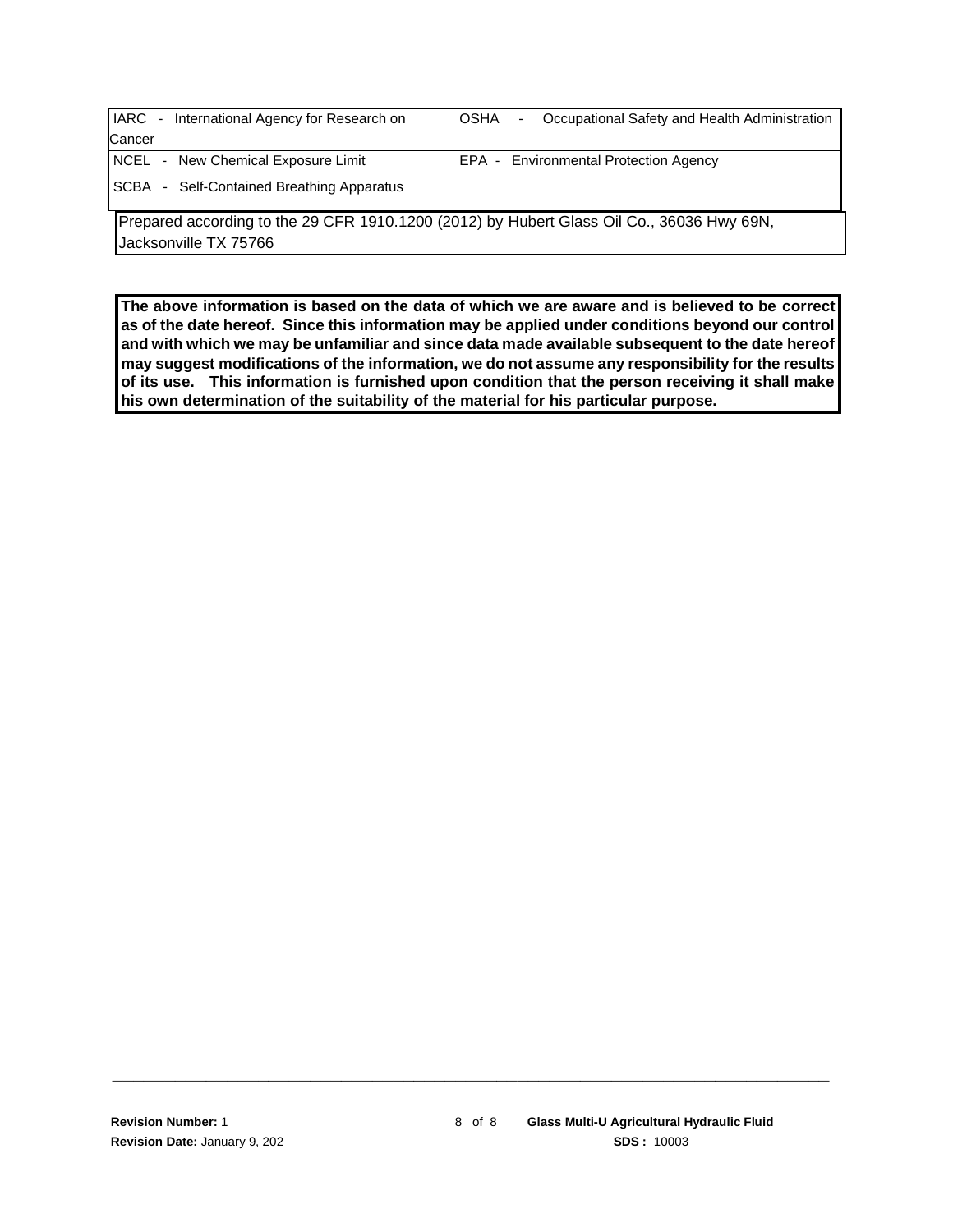| | |
|---|---|
| IARC - International Agency for Research on Cancer | OSHA - Occupational Safety and Health Administration |
| NCEL - New Chemical Exposure Limit | EPA - Environmental Protection Agency |
| SCBA - Self-Contained Breathing Apparatus | |

Prepared according to the 29 CFR 1910.1200 (2012) by Hubert Glass Oil Co., 36036 Hwy 69N, Jacksonville TX 75766

**The above information is based on the data of which we are aware and is believed to be correct as of the date hereof. Since this information may be applied under conditions beyond our control and with which we may be unfamiliar and since data made available subsequent to the date hereof may suggest modifications of the information, we do not assume any responsibility for the results of its use. This information is furnished upon condition that the person receiving it shall make his own determination of the suitability of the material for his particular purpose.**